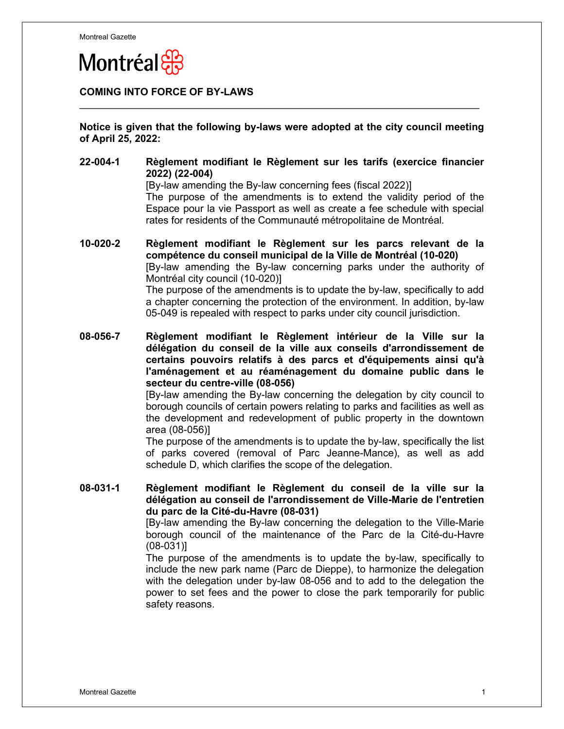Montréal

## COMING INTO FORCE OF BY-LAWS

**Notice is given that the following by-laws were adopted at the city council meeting of April 25, 2022:**

**22-004-1** **Règlement modifiant le Règlement sur les tarifs (exercice financier 2022) (22-004)**
[By-law amending the By-law concerning fees (fiscal 2022)]
The purpose of the amendments is to extend the validity period of the Espace pour la vie Passport as well as create a fee schedule with special rates for residents of the Communauté métropolitaine de Montréal.

**10-020-2** **Règlement modifiant le Règlement sur les parcs relevant de la compétence du conseil municipal de la Ville de Montréal (10-020)**
[By-law amending the By-law concerning parks under the authority of Montréal city council (10-020)]
The purpose of the amendments is to update the by-law, specifically to add a chapter concerning the protection of the environment. In addition, by-law 05-049 is repealed with respect to parks under city council jurisdiction.

**08-056-7** **Règlement modifiant le Règlement intérieur de la Ville sur la délégation du conseil de la ville aux conseils d'arrondissement de certains pouvoirs relatifs à des parcs et d'équipements ainsi qu'à l'aménagement et au réaménagement du domaine public dans le secteur du centre-ville (08-056)**
[By-law amending the By-law concerning the delegation by city council to borough councils of certain powers relating to parks and facilities as well as the development and redevelopment of public property in the downtown area (08-056)]
The purpose of the amendments is to update the by-law, specifically the list of parks covered (removal of Parc Jeanne-Mance), as well as add schedule D, which clarifies the scope of the delegation.

**08-031-1** **Règlement modifiant le Règlement du conseil de la ville sur la délégation au conseil de l'arrondissement de Ville-Marie de l'entretien du parc de la Cité-du-Havre (08-031)**
[By-law amending the By-law concerning the delegation to the Ville-Marie borough council of the maintenance of the Parc de la Cité-du-Havre (08-031)]
The purpose of the amendments is to update the by-law, specifically to include the new park name (Parc de Dieppe), to harmonize the delegation with the delegation under by-law 08-056 and to add to the delegation the power to set fees and the power to close the park temporarily for public safety reasons.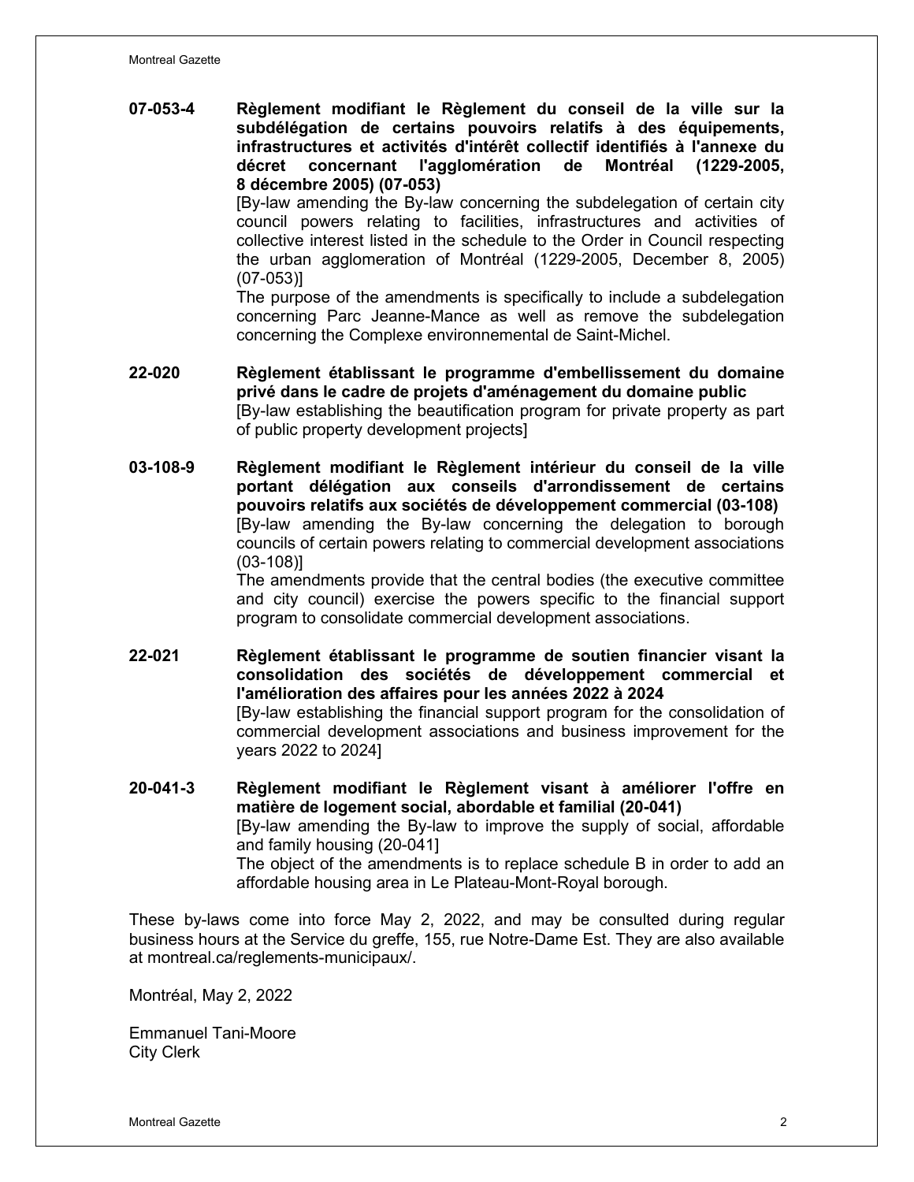**07-053-4 Règlement modifiant le Règlement du conseil de la ville sur la subdélégation de certains pouvoirs relatifs à des équipements, infrastructures et activités d'intérêt collectif identifiés à l'annexe du décret concernant l'agglomération de Montréal (1229-2005, 8 décembre 2005) (07-053)**

[By-law amending the By-law concerning the subdelegation of certain city council powers relating to facilities, infrastructures and activities of collective interest listed in the schedule to the Order in Council respecting the urban agglomeration of Montréal (1229-2005, December 8, 2005) (07-053)]

The purpose of the amendments is specifically to include a subdelegation concerning Parc Jeanne-Mance as well as remove the subdelegation concerning the Complexe environnemental de Saint-Michel.

**22-020 Règlement établissant le programme d'embellissement du domaine privé dans le cadre de projets d'aménagement du domaine public**

[By-law establishing the beautification program for private property as part of public property development projects]

**03-108-9 Règlement modifiant le Règlement intérieur du conseil de la ville portant délégation aux conseils d'arrondissement de certains pouvoirs relatifs aux sociétés de développement commercial (03-108)**

[By-law amending the By-law concerning the delegation to borough councils of certain powers relating to commercial development associations (03-108)]

The amendments provide that the central bodies (the executive committee and city council) exercise the powers specific to the financial support program to consolidate commercial development associations.

**22-021 Règlement établissant le programme de soutien financier visant la consolidation des sociétés de développement commercial et l'amélioration des affaires pour les années 2022 à 2024**

[By-law establishing the financial support program for the consolidation of commercial development associations and business improvement for the years 2022 to 2024]

**20-041-3 Règlement modifiant le Règlement visant à améliorer l'offre en matière de logement social, abordable et familial (20-041)**

[By-law amending the By-law to improve the supply of social, affordable and family housing (20-041]

The object of the amendments is to replace schedule B in order to add an affordable housing area in Le Plateau-Mont-Royal borough.

These by-laws come into force May 2, 2022, and may be consulted during regular business hours at the Service du greffe, 155, rue Notre-Dame Est. They are also available at montreal.ca/reglements-municipaux/.

Montréal, May 2, 2022

Emmanuel Tani-Moore
City Clerk